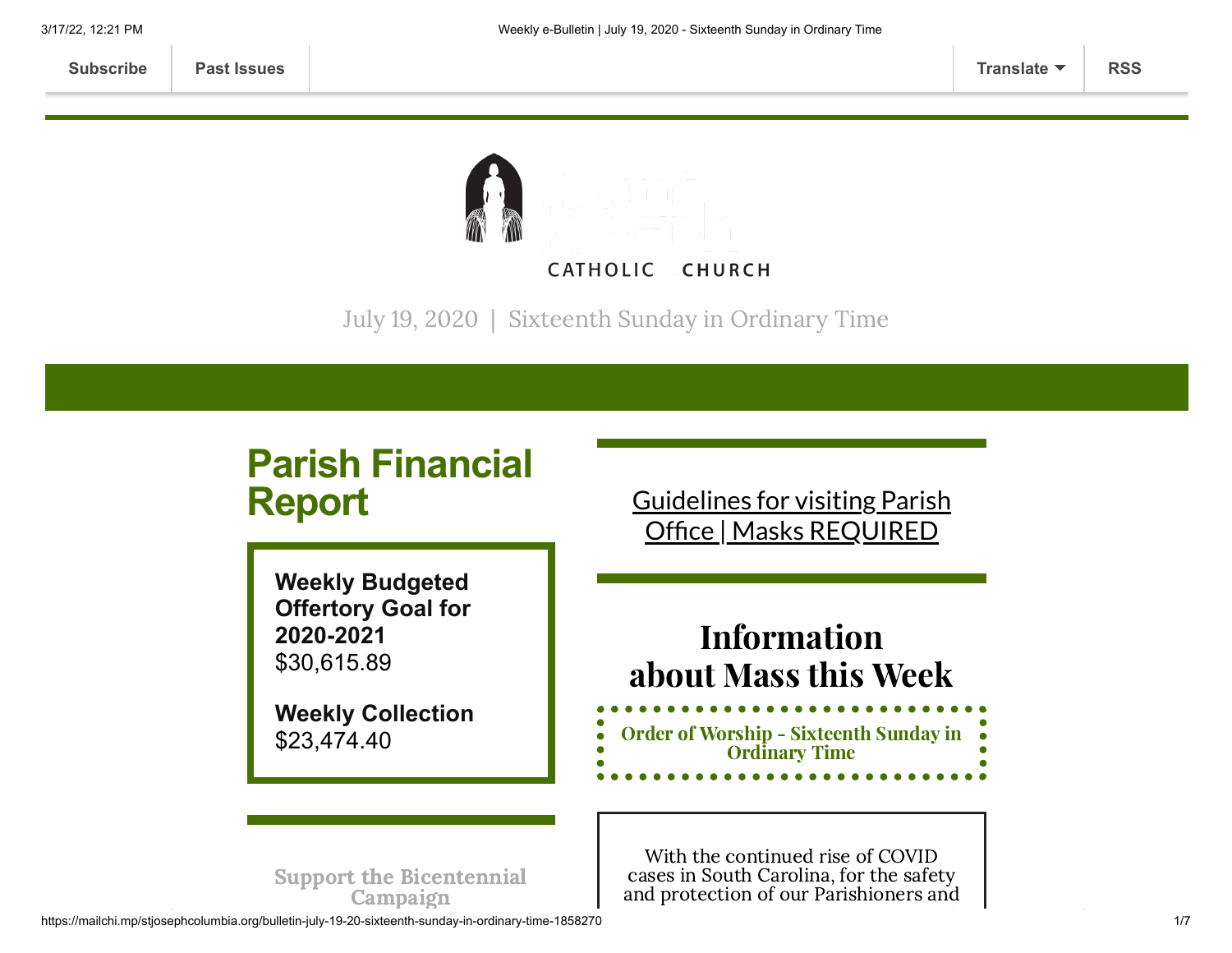Subscribe | Past Issues | Translate | RSS

CATHOLIC CHURCH

July 19, 2020 | Sixteenth Sunday in Ordinary Time

# Parish Financial Report

**Weekly Budgeted Offertory Goal for 2020-2021**
$30,615.89

**Weekly Collection**
$23,474.40

Support the Bicentennial Campaign

Guidelines for visiting Parish Office | Masks REQUIRED

# Information about Mass this Week

Order of Worship - Sixteenth Sunday in Ordinary Time

With the continued rise of COVID cases in South Carolina, for the safety and protection of our Parishioners and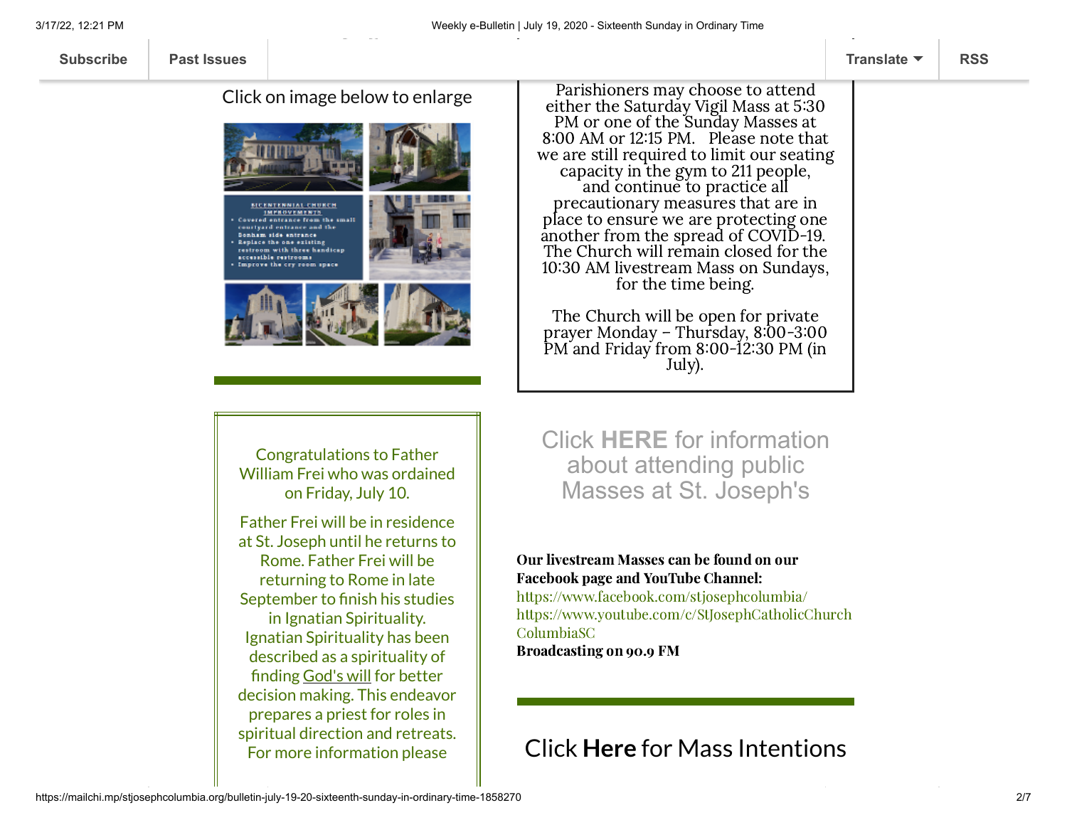Subscribe | Past Issues | Translate | RSS

Click on image below to enlarge

BICENTENNIAL CHURCH IMPROVEMENTS
- Covered entrance from the small courtyard entrance and the Donham side entrance
- Replace the one existing restroom with three handicap accessible restrooms
- Improve the cry room space

Congratulations to Father William Frei who was ordained on Friday, July 10.

Father Frei will be in residence at St. Joseph until he returns to Rome. Father Frei will be returning to Rome in late September to finish his studies in Ignatian Spirituality. Ignatian Spirituality has been described as a spirituality of finding God's will for better decision making. This endeavor prepares a priest for roles in spiritual direction and retreats. For more information please

Parishioners may choose to attend either the Saturday Vigil Mass at 5:30 PM or one of the Sunday Masses at 8:00 AM or 12:15 PM. Please note that we are still required to limit our seating capacity in the gym to 211 people, and continue to practice all precautionary measures that are in place to ensure we are protecting one another from the spread of COVID-19. The Church will remain closed for the 10:30 AM livestream Mass on Sundays, for the time being.

The Church will be open for private prayer Monday – Thursday, 8:00-3:00 PM and Friday from 8:00-12:30 PM (in July).

Click **HERE** for information about attending public Masses at St. Joseph's

**Our livestream Masses can be found on our Facebook page and YouTube Channel:**
https://www.facebook.com/stjosephcolumbia/
https://www.youtube.com/c/StJosephCatholicChurchColumbiaSC
**Broadcasting on 90.9 FM**

Click **Here** for Mass Intentions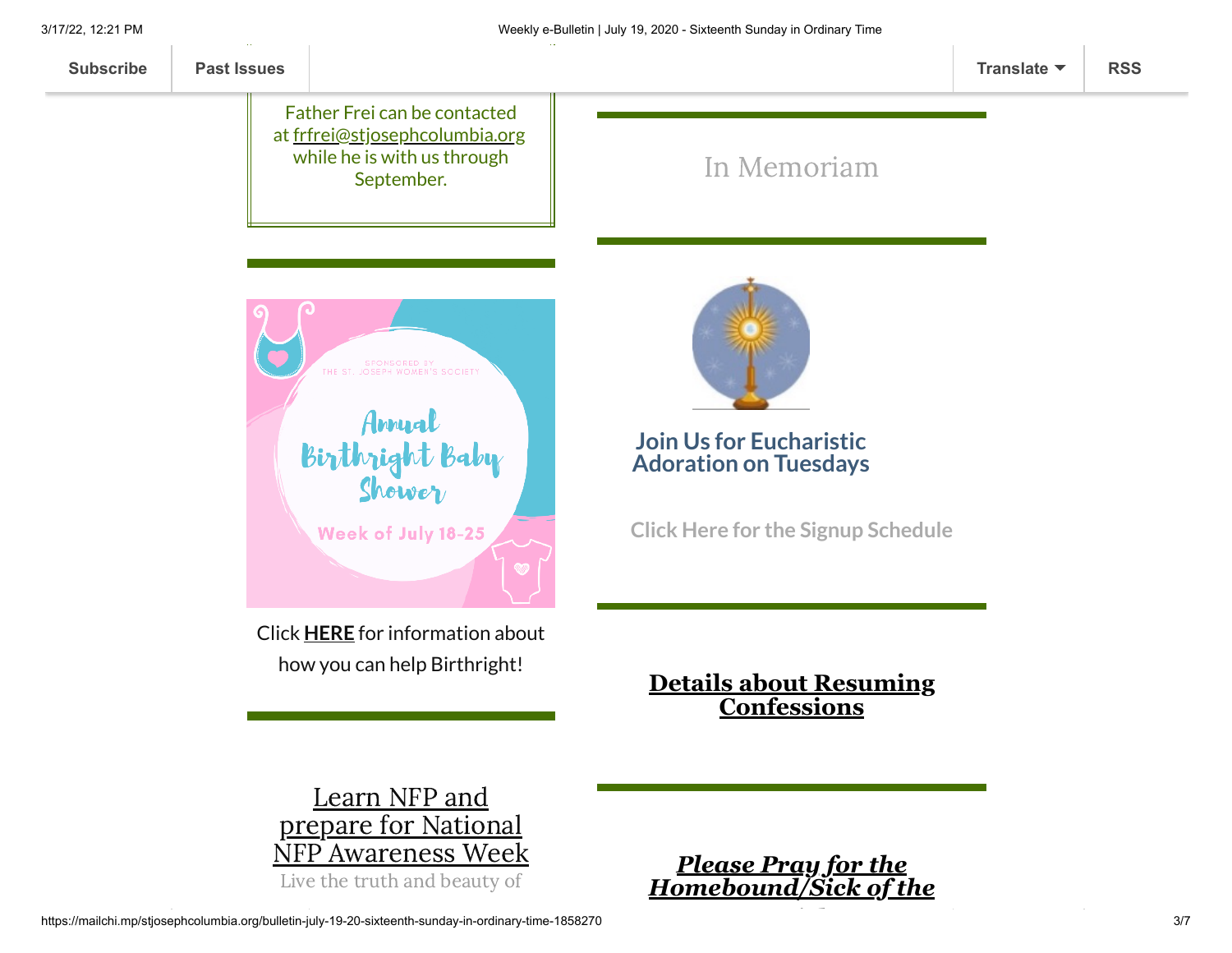Father Frei can be contacted at frfrei@stjosephcolumbia.org while he is with us through September.

Click **HERE** for information about how you can help Birthright!

Learn NFP and prepare for National NFP Awareness Week

Live the truth and beauty of

## In Memoriam

## Join Us for Eucharistic Adoration on Tuesdays

Click Here for the Signup Schedule

**Details about Resuming Confessions**

***Please Pray for the Homebound/Sick of the***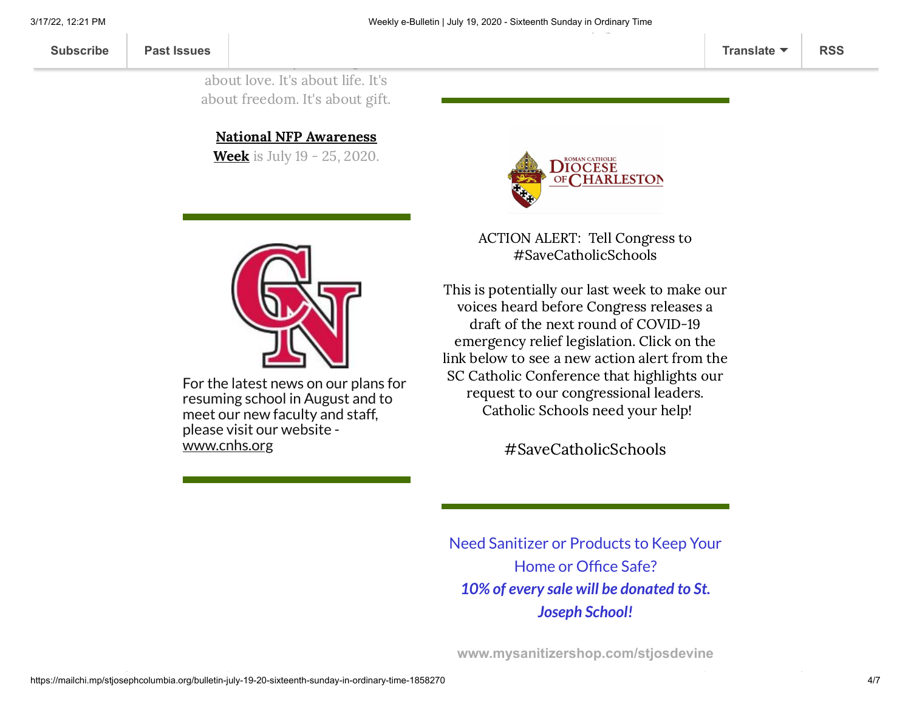about love. It's about life. It's about freedom. It's about gift.

**National NFP Awareness Week** is July 19 - 25, 2020.

For the latest news on our plans for resuming school in August and to meet our new faculty and staff, please visit our website - www.cnhs.org

ACTION ALERT: Tell Congress to #SaveCatholicSchools

This is potentially our last week to make our voices heard before Congress releases a draft of the next round of COVID-19 emergency relief legislation. Click on the link below to see a new action alert from the SC Catholic Conference that highlights our request to our congressional leaders. Catholic Schools need your help!

#SaveCatholicSchools

Need Sanitizer or Products to Keep Your Home or Office Safe?

***10% of every sale will be donated to St. Joseph School!***

**www.mysanitizershop.com/stjosdevine**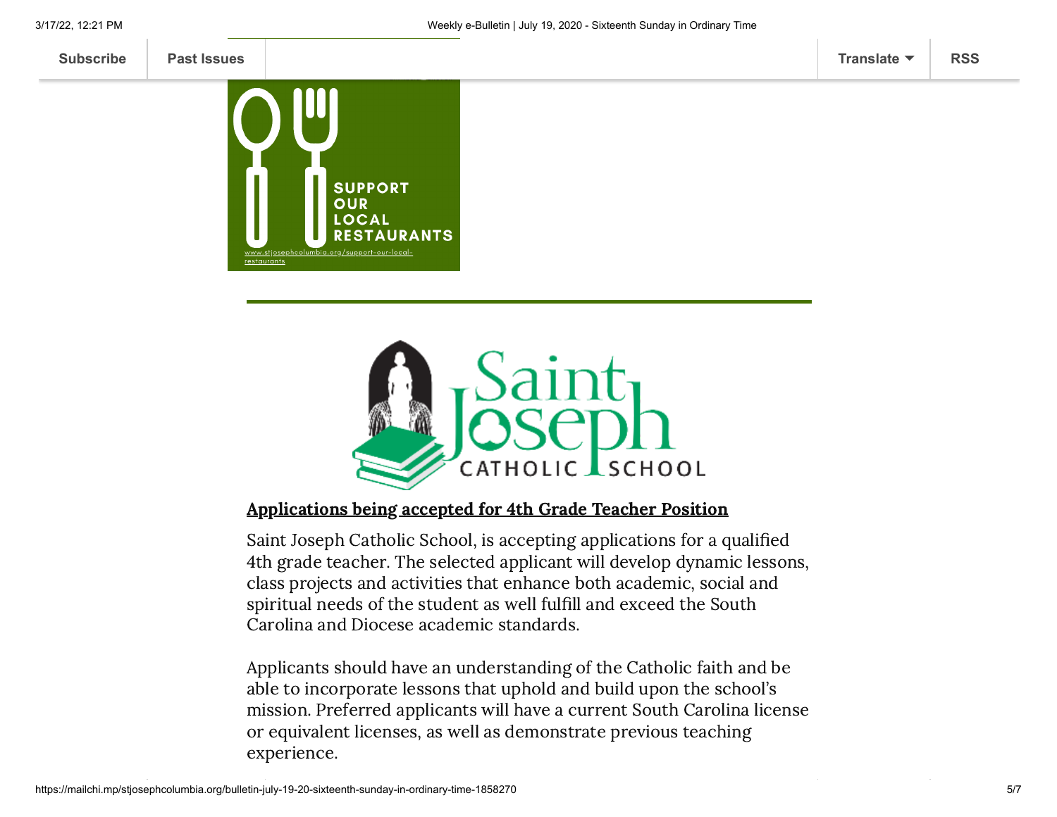Subscribe | Past Issues | Translate | RSS

SUPPORT OUR LOCAL RESTAURANTS

www.stjosephcolumbia.org/support-our-local-restaurants

---

Saint Joseph Catholic School

## Applications being accepted for 4th Grade Teacher Position

Saint Joseph Catholic School, is accepting applications for a qualified 4th grade teacher. The selected applicant will develop dynamic lessons, class projects and activities that enhance both academic, social and spiritual needs of the student as well fulfill and exceed the South Carolina and Diocese academic standards.

Applicants should have an understanding of the Catholic faith and be able to incorporate lessons that uphold and build upon the school's mission. Preferred applicants will have a current South Carolina license or equivalent licenses, as well as demonstrate previous teaching experience.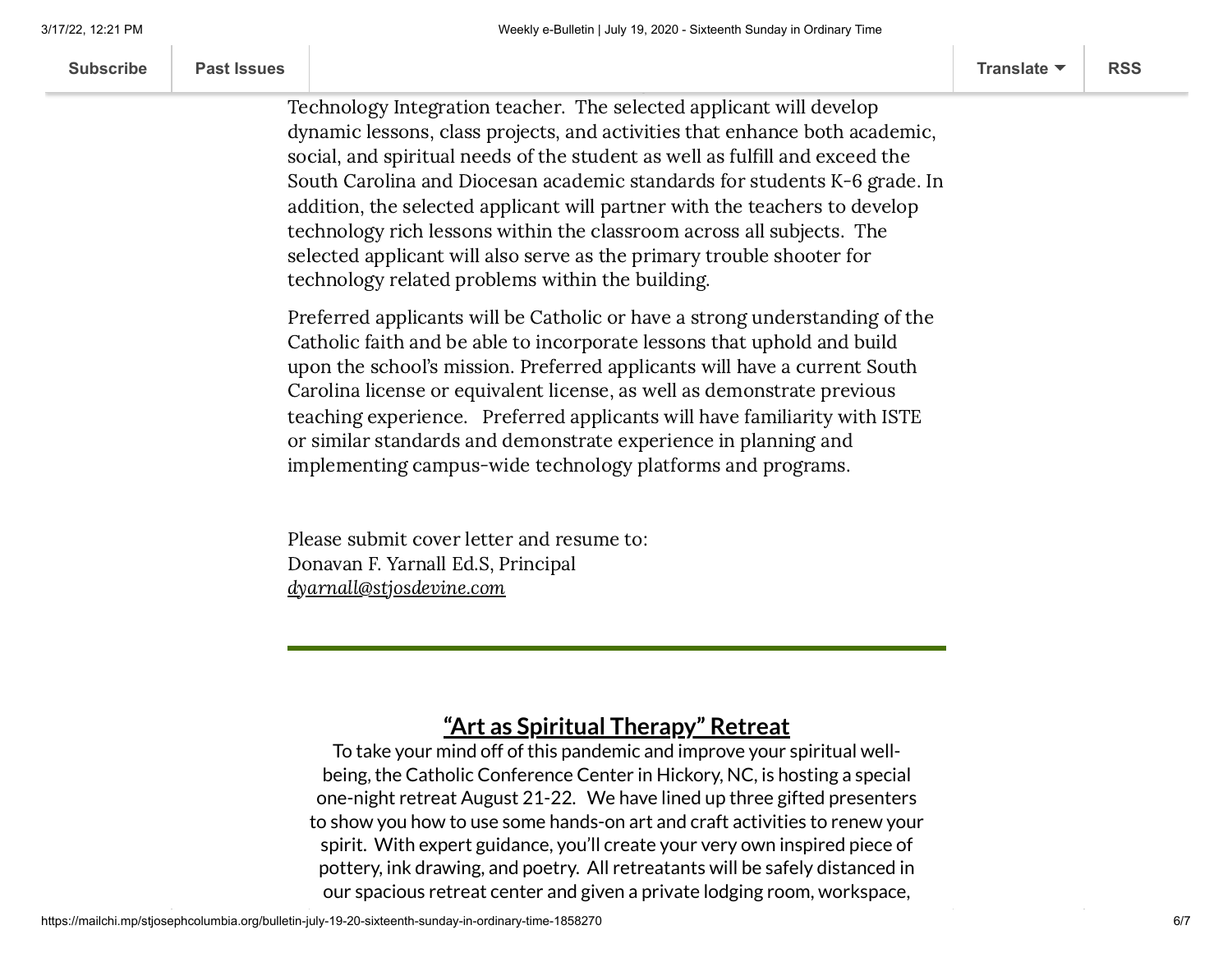Technology Integration teacher. The selected applicant will develop dynamic lessons, class projects, and activities that enhance both academic, social, and spiritual needs of the student as well as fulfill and exceed the South Carolina and Diocesan academic standards for students K-6 grade. In addition, the selected applicant will partner with the teachers to develop technology rich lessons within the classroom across all subjects. The selected applicant will also serve as the primary trouble shooter for technology related problems within the building.

Preferred applicants will be Catholic or have a strong understanding of the Catholic faith and be able to incorporate lessons that uphold and build upon the school's mission. Preferred applicants will have a current South Carolina license or equivalent license, as well as demonstrate previous teaching experience. Preferred applicants will have familiarity with ISTE or similar standards and demonstrate experience in planning and implementing campus-wide technology platforms and programs.

Please submit cover letter and resume to:
Donavan F. Yarnall Ed.S, Principal
*dyarnall@stjosdevine.com*

---

## "Art as Spiritual Therapy" Retreat

To take your mind off of this pandemic and improve your spiritual well-being, the Catholic Conference Center in Hickory, NC, is hosting a special one-night retreat August 21-22. We have lined up three gifted presenters to show you how to use some hands-on art and craft activities to renew your spirit. With expert guidance, you'll create your very own inspired piece of pottery, ink drawing, and poetry. All retreatants will be safely distanced in our spacious retreat center and given a private lodging room, workspace,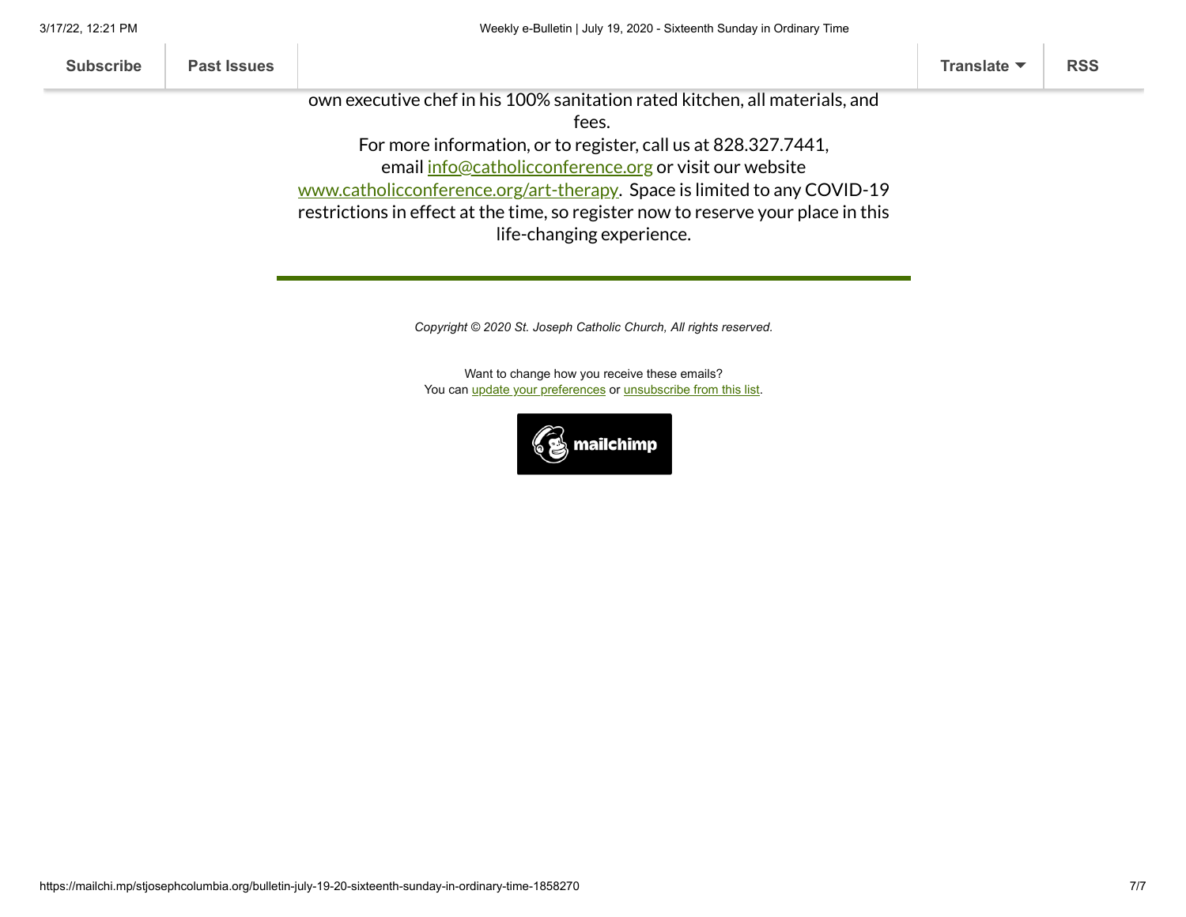own executive chef in his 100% sanitation rated kitchen, all materials, and fees.

For more information, or to register, call us at 828.327.7441, email info@catholicconference.org or visit our website www.catholicconference.org/art-therapy. Space is limited to any COVID-19 restrictions in effect at the time, so register now to reserve your place in this life-changing experience.

---

*Copyright © 2020 St. Joseph Catholic Church, All rights reserved.*

Want to change how you receive these emails?
You can update your preferences or unsubscribe from this list.